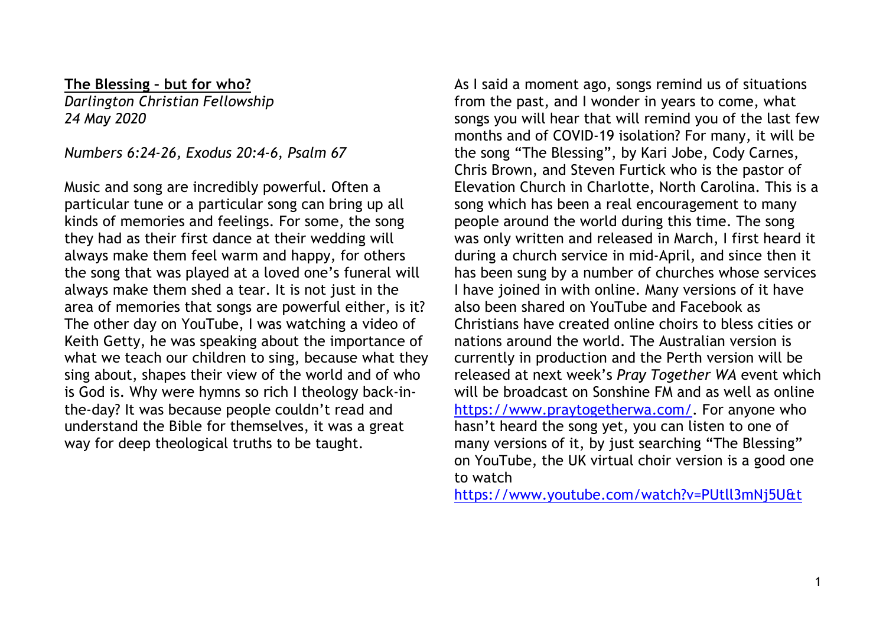**The Blessing – but for who?**

*Darlington Christian Fellowship*
*24 May 2020*

*Numbers 6:24-26, Exodus 20:4-6, Psalm 67*

Music and song are incredibly powerful. Often a particular tune or a particular song can bring up all kinds of memories and feelings. For some, the song they had as their first dance at their wedding will always make them feel warm and happy, for others the song that was played at a loved one's funeral will always make them shed a tear. It is not just in the area of memories that songs are powerful either, is it? The other day on YouTube, I was watching a video of Keith Getty, he was speaking about the importance of what we teach our children to sing, because what they sing about, shapes their view of the world and of who is God is. Why were hymns so rich I theology back-in-the-day? It was because people couldn't read and understand the Bible for themselves, it was a great way for deep theological truths to be taught.

As I said a moment ago, songs remind us of situations from the past, and I wonder in years to come, what songs you will hear that will remind you of the last few months and of COVID-19 isolation? For many, it will be the song "The Blessing", by Kari Jobe, Cody Carnes, Chris Brown, and Steven Furtick who is the pastor of Elevation Church in Charlotte, North Carolina. This is a song which has been a real encouragement to many people around the world during this time. The song was only written and released in March, I first heard it during a church service in mid-April, and since then it has been sung by a number of churches whose services I have joined in with online. Many versions of it have also been shared on YouTube and Facebook as Christians have created online choirs to bless cities or nations around the world. The Australian version is currently in production and the Perth version will be released at next week's *Pray Together WA* event which will be broadcast on Sonshine FM and as well as online https://www.praytogetherwa.com/. For anyone who hasn't heard the song yet, you can listen to one of many versions of it, by just searching "The Blessing" on YouTube, the UK virtual choir version is a good one to watch https://www.youtube.com/watch?v=PUtll3mNj5U&t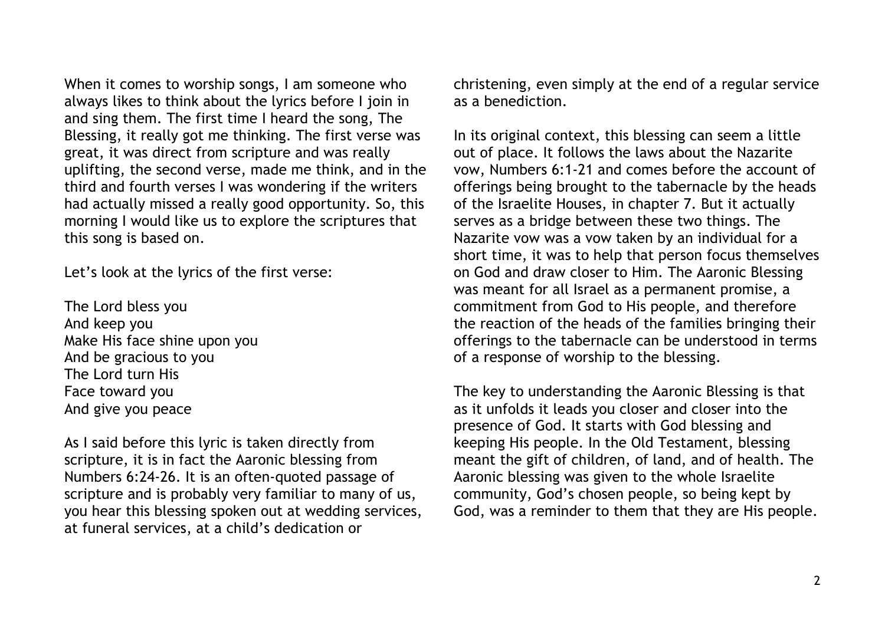When it comes to worship songs, I am someone who always likes to think about the lyrics before I join in and sing them. The first time I heard the song, The Blessing, it really got me thinking. The first verse was great, it was direct from scripture and was really uplifting, the second verse, made me think, and in the third and fourth verses I was wondering if the writers had actually missed a really good opportunity. So, this morning I would like us to explore the scriptures that this song is based on.

Let's look at the lyrics of the first verse:

The Lord bless you  
And keep you  
Make His face shine upon you  
And be gracious to you  
The Lord turn His  
Face toward you  
And give you peace

As I said before this lyric is taken directly from scripture, it is in fact the Aaronic blessing from Numbers 6:24-26. It is an often-quoted passage of scripture and is probably very familiar to many of us, you hear this blessing spoken out at wedding services, at funeral services, at a child's dedication or christening, even simply at the end of a regular service as a benediction.

In its original context, this blessing can seem a little out of place. It follows the laws about the Nazarite vow, Numbers 6:1-21 and comes before the account of offerings being brought to the tabernacle by the heads of the Israelite Houses, in chapter 7. But it actually serves as a bridge between these two things. The Nazarite vow was a vow taken by an individual for a short time, it was to help that person focus themselves on God and draw closer to Him. The Aaronic Blessing was meant for all Israel as a permanent promise, a commitment from God to His people, and therefore the reaction of the heads of the families bringing their offerings to the tabernacle can be understood in terms of a response of worship to the blessing.

The key to understanding the Aaronic Blessing is that as it unfolds it leads you closer and closer into the presence of God. It starts with God blessing and keeping His people. In the Old Testament, blessing meant the gift of children, of land, and of health. The Aaronic blessing was given to the whole Israelite community, God's chosen people, so being kept by God, was a reminder to them that they are His people.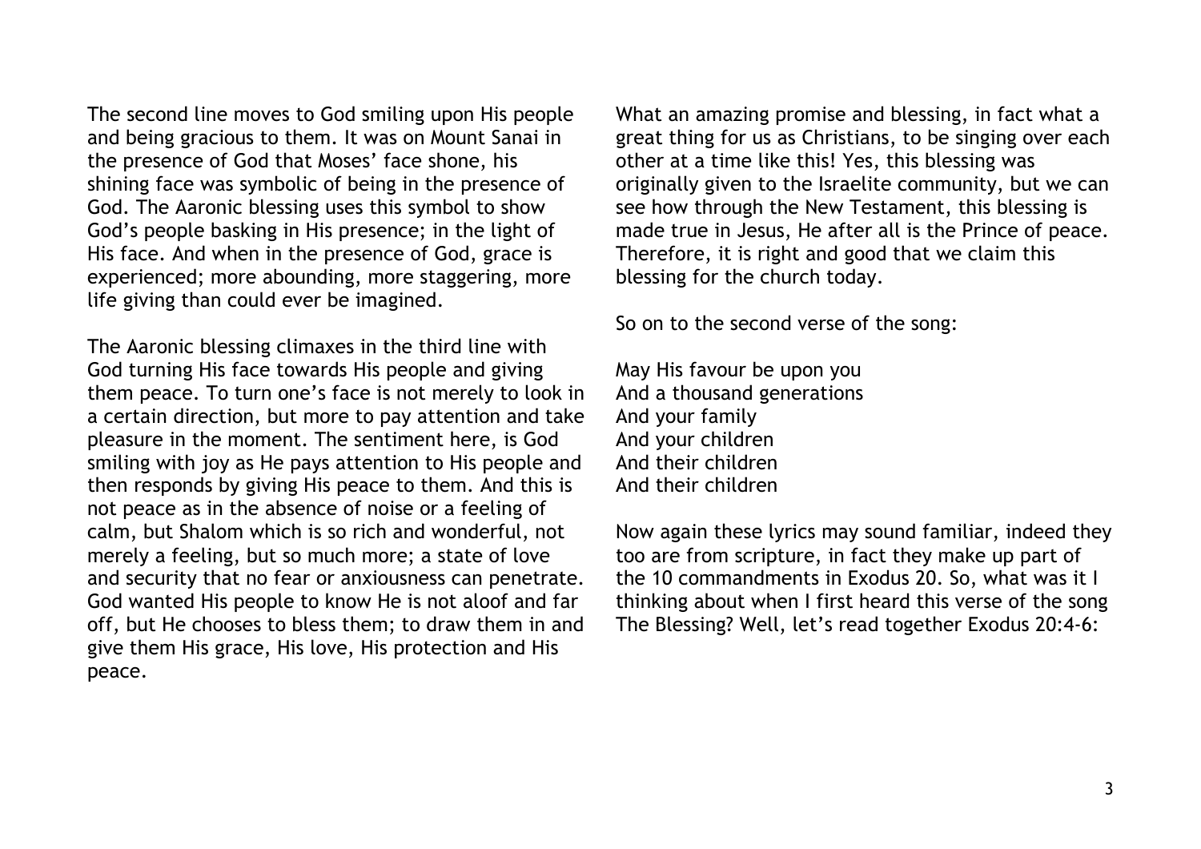The second line moves to God smiling upon His people and being gracious to them. It was on Mount Sanai in the presence of God that Moses' face shone, his shining face was symbolic of being in the presence of God. The Aaronic blessing uses this symbol to show God's people basking in His presence; in the light of His face. And when in the presence of God, grace is experienced; more abounding, more staggering, more life giving than could ever be imagined.

The Aaronic blessing climaxes in the third line with God turning His face towards His people and giving them peace. To turn one's face is not merely to look in a certain direction, but more to pay attention and take pleasure in the moment. The sentiment here, is God smiling with joy as He pays attention to His people and then responds by giving His peace to them. And this is not peace as in the absence of noise or a feeling of calm, but Shalom which is so rich and wonderful, not merely a feeling, but so much more; a state of love and security that no fear or anxiousness can penetrate. God wanted His people to know He is not aloof and far off, but He chooses to bless them; to draw them in and give them His grace, His love, His protection and His peace.

What an amazing promise and blessing, in fact what a great thing for us as Christians, to be singing over each other at a time like this! Yes, this blessing was originally given to the Israelite community, but we can see how through the New Testament, this blessing is made true in Jesus, He after all is the Prince of peace. Therefore, it is right and good that we claim this blessing for the church today.

So on to the second verse of the song:

May His favour be upon you  
And a thousand generations  
And your family  
And your children  
And their children  
And their children

Now again these lyrics may sound familiar, indeed they too are from scripture, in fact they make up part of the 10 commandments in Exodus 20. So, what was it I thinking about when I first heard this verse of the song The Blessing? Well, let's read together Exodus 20:4-6: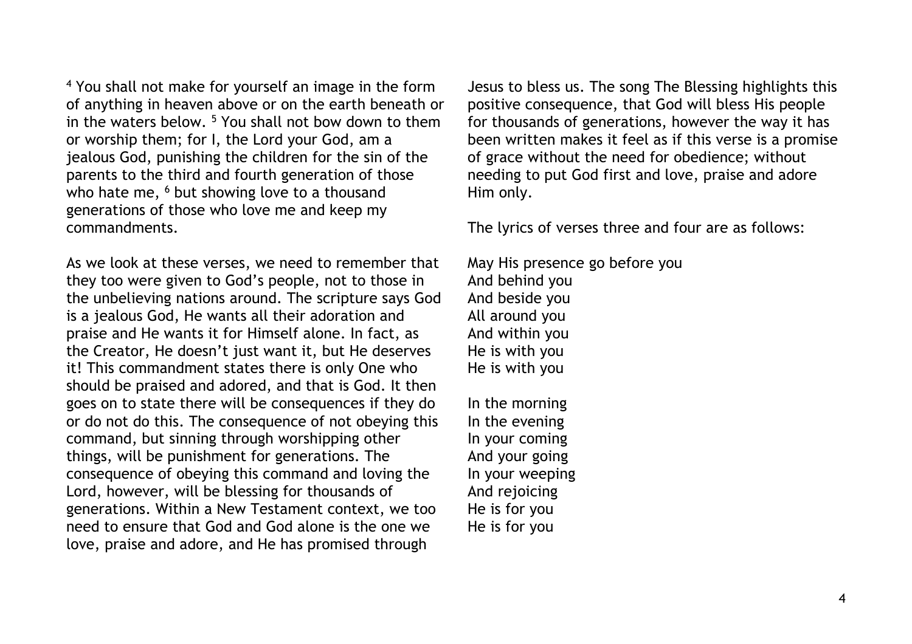[4] You shall not make for yourself an image in the form of anything in heaven above or on the earth beneath or in the waters below. [5] You shall not bow down to them or worship them; for I, the Lord your God, am a jealous God, punishing the children for the sin of the parents to the third and fourth generation of those who hate me, [6] but showing love to a thousand generations of those who love me and keep my commandments.

As we look at these verses, we need to remember that they too were given to God's people, not to those in the unbelieving nations around. The scripture says God is a jealous God, He wants all their adoration and praise and He wants it for Himself alone. In fact, as the Creator, He doesn't just want it, but He deserves it! This commandment states there is only One who should be praised and adored, and that is God. It then goes on to state there will be consequences if they do or do not do this. The consequence of not obeying this command, but sinning through worshipping other things, will be punishment for generations. The consequence of obeying this command and loving the Lord, however, will be blessing for thousands of generations. Within a New Testament context, we too need to ensure that God and God alone is the one we love, praise and adore, and He has promised through Jesus to bless us. The song The Blessing highlights this positive consequence, that God will bless His people for thousands of generations, however the way it has been written makes it feel as if this verse is a promise of grace without the need for obedience; without needing to put God first and love, praise and adore Him only.

The lyrics of verses three and four are as follows:

May His presence go before you  
And behind you  
And beside you  
All around you  
And within you  
He is with you  
He is with you

In the morning  
In the evening  
In your coming  
And your going  
In your weeping  
And rejoicing  
He is for you  
He is for you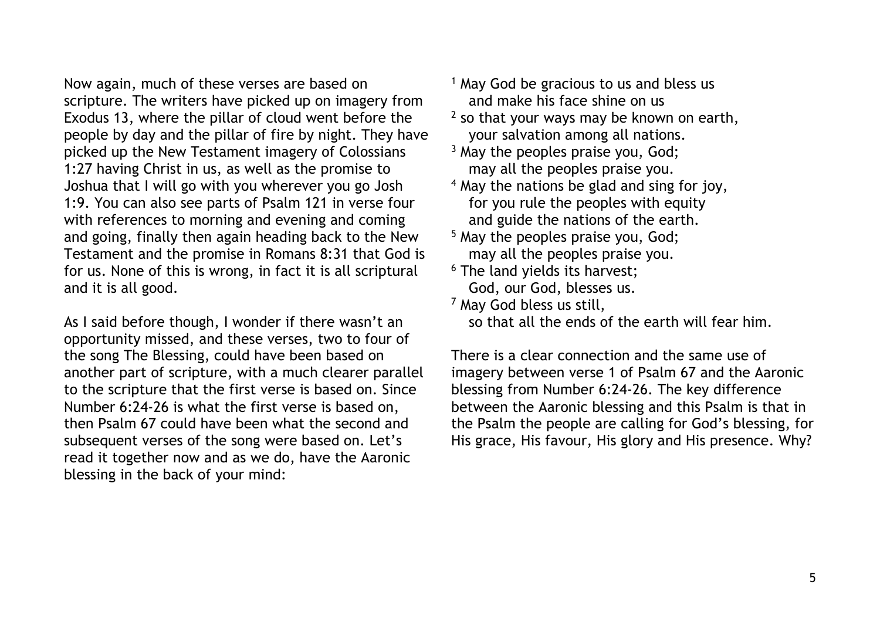Now again, much of these verses are based on scripture. The writers have picked up on imagery from Exodus 13, where the pillar of cloud went before the people by day and the pillar of fire by night. They have picked up the New Testament imagery of Colossians 1:27 having Christ in us, as well as the promise to Joshua that I will go with you wherever you go Josh 1:9. You can also see parts of Psalm 121 in verse four with references to morning and evening and coming and going, finally then again heading back to the New Testament and the promise in Romans 8:31 that God is for us. None of this is wrong, in fact it is all scriptural and it is all good.

As I said before though, I wonder if there wasn't an opportunity missed, and these verses, two to four of the song The Blessing, could have been based on another part of scripture, with a much clearer parallel to the scripture that the first verse is based on. Since Number 6:24-26 is what the first verse is based on, then Psalm 67 could have been what the second and subsequent verses of the song were based on. Let's read it together now and as we do, have the Aaronic blessing in the back of your mind:

[1] May God be gracious to us and bless us
and make his face shine on us
[2] so that your ways may be known on earth,
your salvation among all nations.
[3] May the peoples praise you, God;
may all the peoples praise you.
[4] May the nations be glad and sing for joy,
for you rule the peoples with equity
and guide the nations of the earth.
[5] May the peoples praise you, God;
may all the peoples praise you.
[6] The land yields its harvest;
God, our God, blesses us.
[7] May God bless us still,
so that all the ends of the earth will fear him.

There is a clear connection and the same use of imagery between verse 1 of Psalm 67 and the Aaronic blessing from Number 6:24-26. The key difference between the Aaronic blessing and this Psalm is that in the Psalm the people are calling for God's blessing, for His grace, His favour, His glory and His presence. Why?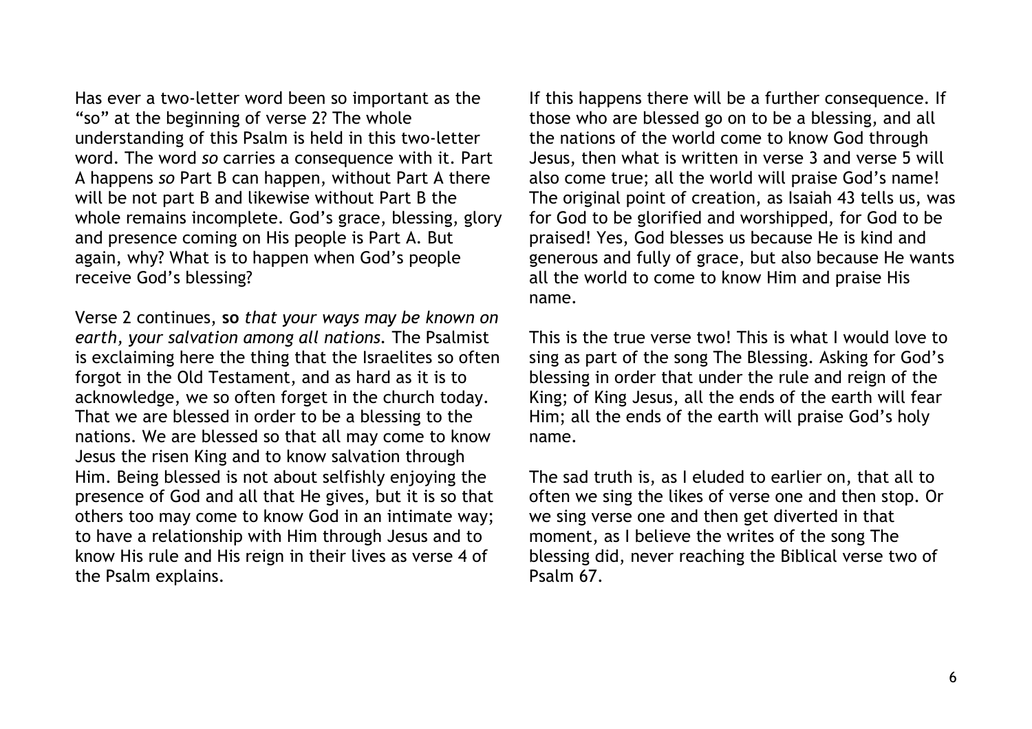Has ever a two-letter word been so important as the "so" at the beginning of verse 2? The whole understanding of this Psalm is held in this two-letter word. The word *so* carries a consequence with it. Part A happens *so* Part B can happen, without Part A there will be not part B and likewise without Part B the whole remains incomplete. God's grace, blessing, glory and presence coming on His people is Part A. But again, why? What is to happen when God's people receive God's blessing?

Verse 2 continues, **so** *that your ways may be known on earth, your salvation among all nations.* The Psalmist is exclaiming here the thing that the Israelites so often forgot in the Old Testament, and as hard as it is to acknowledge, we so often forget in the church today. That we are blessed in order to be a blessing to the nations. We are blessed so that all may come to know Jesus the risen King and to know salvation through Him. Being blessed is not about selfishly enjoying the presence of God and all that He gives, but it is so that others too may come to know God in an intimate way; to have a relationship with Him through Jesus and to know His rule and His reign in their lives as verse 4 of the Psalm explains.

If this happens there will be a further consequence. If those who are blessed go on to be a blessing, and all the nations of the world come to know God through Jesus, then what is written in verse 3 and verse 5 will also come true; all the world will praise God's name! The original point of creation, as Isaiah 43 tells us, was for God to be glorified and worshipped, for God to be praised! Yes, God blesses us because He is kind and generous and fully of grace, but also because He wants all the world to come to know Him and praise His name.

This is the true verse two! This is what I would love to sing as part of the song The Blessing. Asking for God's blessing in order that under the rule and reign of the King; of King Jesus, all the ends of the earth will fear Him; all the ends of the earth will praise God's holy name.

The sad truth is, as I eluded to earlier on, that all to often we sing the likes of verse one and then stop. Or we sing verse one and then get diverted in that moment, as I believe the writes of the song The blessing did, never reaching the Biblical verse two of Psalm 67.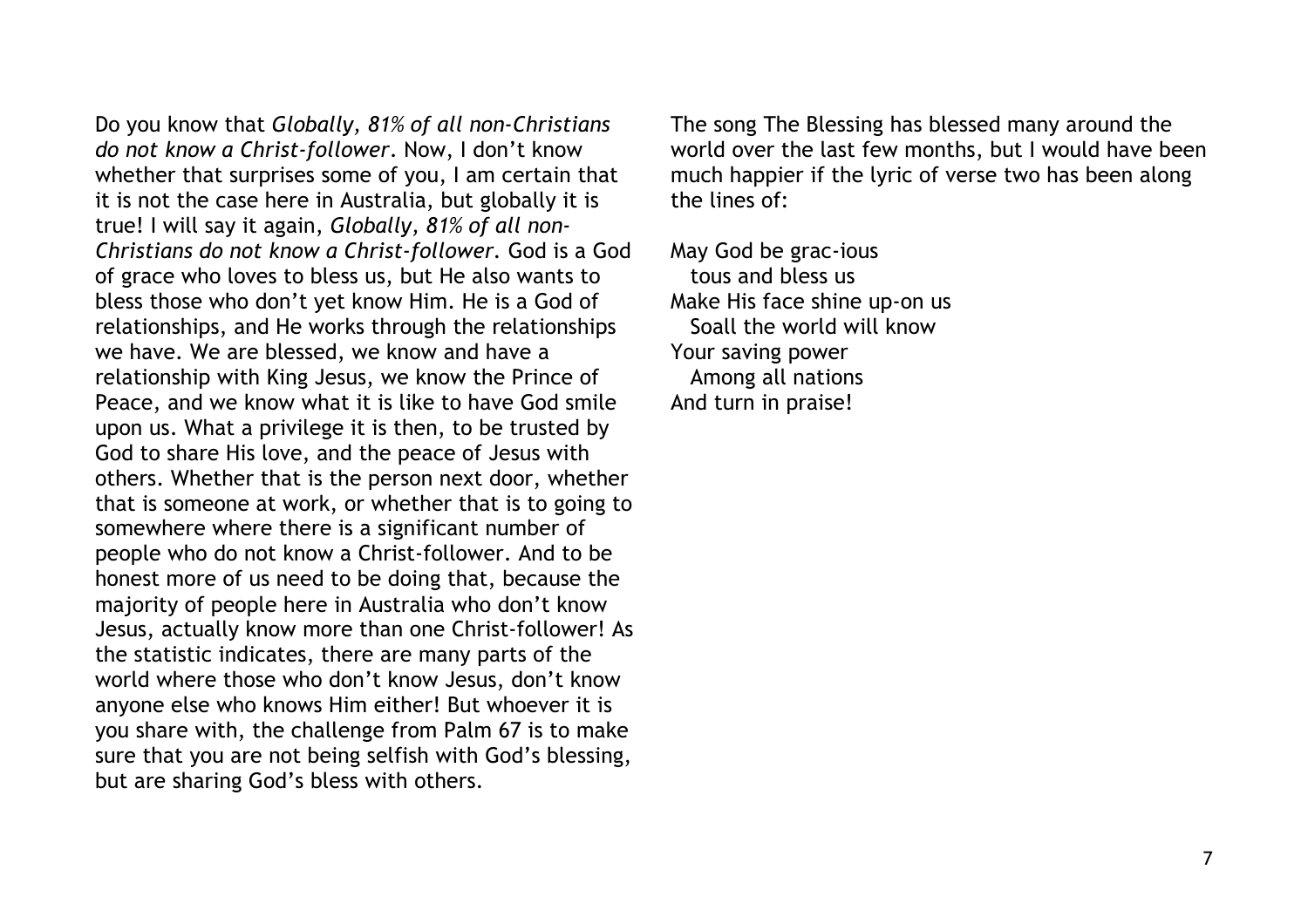Do you know that *Globally, 81% of all non-Christians do not know a Christ-follower*. Now, I don't know whether that surprises some of you, I am certain that it is not the case here in Australia, but globally it is true! I will say it again, *Globally, 81% of all non-Christians do not know a Christ-follower*. God is a God of grace who loves to bless us, but He also wants to bless those who don't yet know Him. He is a God of relationships, and He works through the relationships we have. We are blessed, we know and have a relationship with King Jesus, we know the Prince of Peace, and we know what it is like to have God smile upon us. What a privilege it is then, to be trusted by God to share His love, and the peace of Jesus with others. Whether that is the person next door, whether that is someone at work, or whether that is to going to somewhere where there is a significant number of people who do not know a Christ-follower. And to be honest more of us need to be doing that, because the majority of people here in Australia who don't know Jesus, actually know more than one Christ-follower! As the statistic indicates, there are many parts of the world where those who don't know Jesus, don't know anyone else who knows Him either! But whoever it is you share with, the challenge from Palm 67 is to make sure that you are not being selfish with God's blessing, but are sharing God's bless with others.

The song The Blessing has blessed many around the world over the last few months, but I would have been much happier if the lyric of verse two has been along the lines of:

May God be grac-ious  
&nbsp;&nbsp;tous and bless us  
Make His face shine up-on us  
&nbsp;&nbsp;Soall the world will know  
Your saving power  
&nbsp;&nbsp;Among all nations  
And turn in praise!